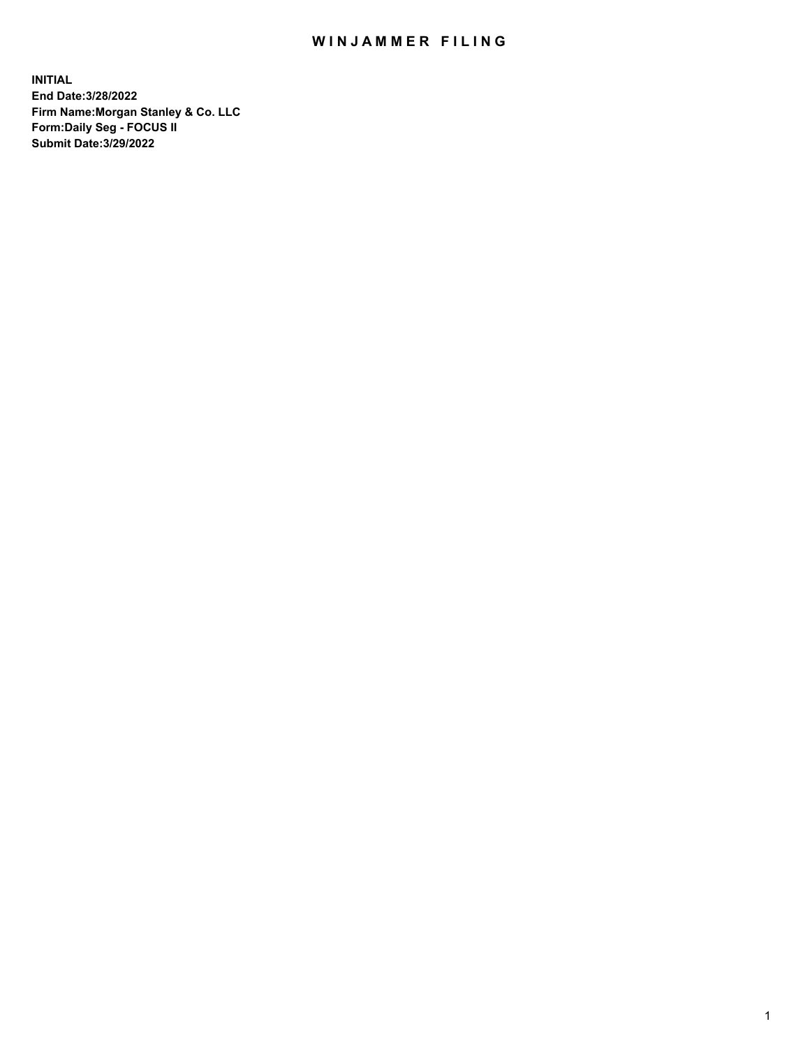# WINJAMMER FILING

**INITIAL**
**End Date:3/28/2022**
**Firm Name:Morgan Stanley & Co. LLC**
**Form:Daily Seg - FOCUS II**
**Submit Date:3/29/2022**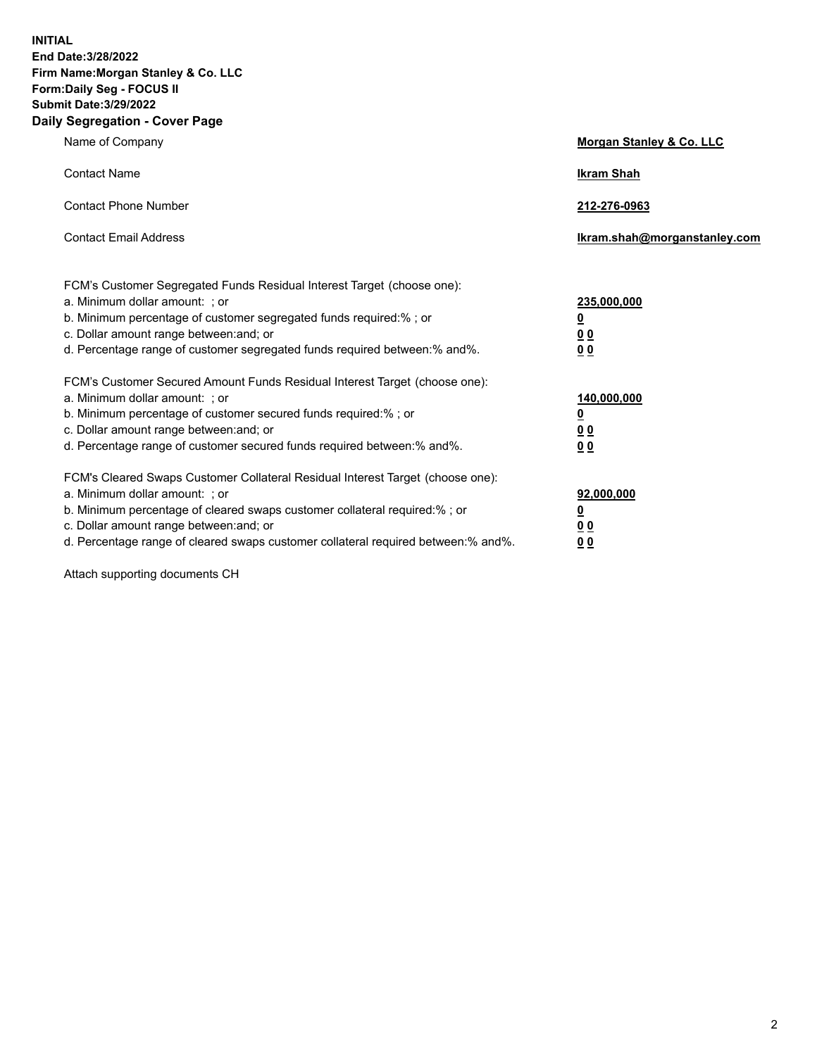**INITIAL**
**End Date:3/28/2022**
**Firm Name:Morgan Stanley & Co. LLC**
**Form:Daily Seg - FOCUS II**
**Submit Date:3/29/2022**

## Daily Segregation - Cover Page

| | |
|---|---|
| Name of Company | **Morgan Stanley & Co. LLC** |
| Contact Name | **Ikram Shah** |
| Contact Phone Number | **212-276-0963** |
| Contact Email Address | **Ikram.shah@morganstanley.com** |

| | |
|---|---|
| FCM's Customer Segregated Funds Residual Interest Target (choose one): | |
| a. Minimum dollar amount: ; or | **235,000,000** |
| b. Minimum percentage of customer segregated funds required:% ; or | **0** |
| c. Dollar amount range between:and; or | **0 0** |
| d. Percentage range of customer segregated funds required between:% and%. | **0 0** |
| FCM's Customer Secured Amount Funds Residual Interest Target (choose one): | |
| a. Minimum dollar amount: ; or | **140,000,000** |
| b. Minimum percentage of customer secured funds required:% ; or | **0** |
| c. Dollar amount range between:and; or | **0 0** |
| d. Percentage range of customer secured funds required between:% and%. | **0 0** |
| FCM's Cleared Swaps Customer Collateral Residual Interest Target (choose one): | |
| a. Minimum dollar amount: ; or | **92,000,000** |
| b. Minimum percentage of cleared swaps customer collateral required:% ; or | **0** |
| c. Dollar amount range between:and; or | **0 0** |
| d. Percentage range of cleared swaps customer collateral required between:% and%. | **0 0** |

Attach supporting documents CH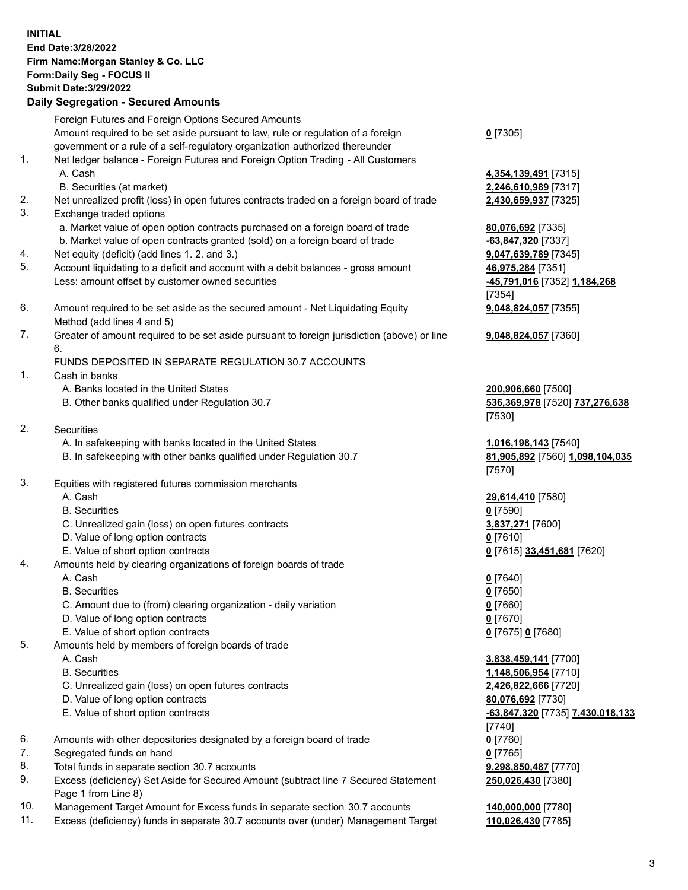**INITIAL**
**End Date:3/28/2022**
**Firm Name:Morgan Stanley & Co. LLC**
**Form:Daily Seg - FOCUS II**
**Submit Date:3/29/2022**

**Daily Segregation - Secured Amounts**

| | | |
|---|---|---|
| | Foreign Futures and Foreign Options Secured Amounts | |
| | Amount required to be set aside pursuant to law, rule or regulation of a foreign government or a rule of a self-regulatory organization authorized thereunder | **0** [7305] |
| 1. | Net ledger balance - Foreign Futures and Foreign Option Trading - All Customers | |
| | A. Cash | **4,354,139,491** [7315] |
| | B. Securities (at market) | **2,246,610,989** [7317] |
| 2. | Net unrealized profit (loss) in open futures contracts traded on a foreign board of trade | **2,430,659,937** [7325] |
| 3. | Exchange traded options | |
| | a. Market value of open option contracts purchased on a foreign board of trade | **80,076,692** [7335] |
| | b. Market value of open contracts granted (sold) on a foreign board of trade | **-63,847,320** [7337] |
| 4. | Net equity (deficit) (add lines 1. 2. and 3.) | **9,047,639,789** [7345] |
| 5. | Account liquidating to a deficit and account with a debit balances - gross amount | **46,975,284** [7351] |
| | Less: amount offset by customer owned securities | **-45,791,016** [7352] **1,184,268** [7354] |
| 6. | Amount required to be set aside as the secured amount - Net Liquidating Equity Method (add lines 4 and 5) | **9,048,824,057** [7355] |
| 7. | Greater of amount required to be set aside pursuant to foreign jurisdiction (above) or line 6. | **9,048,824,057** [7360] |
| | FUNDS DEPOSITED IN SEPARATE REGULATION 30.7 ACCOUNTS | |
| 1. | Cash in banks | |
| | A. Banks located in the United States | **200,906,660** [7500] |
| | B. Other banks qualified under Regulation 30.7 | **536,369,978** [7520] **737,276,638** [7530] |
| 2. | Securities | |
| | A. In safekeeping with banks located in the United States | **1,016,198,143** [7540] |
| | B. In safekeeping with other banks qualified under Regulation 30.7 | **81,905,892** [7560] **1,098,104,035** [7570] |
| 3. | Equities with registered futures commission merchants | |
| | A. Cash | **29,614,410** [7580] |
| | B. Securities | **0** [7590] |
| | C. Unrealized gain (loss) on open futures contracts | **3,837,271** [7600] |
| | D. Value of long option contracts | **0** [7610] |
| | E. Value of short option contracts | **0** [7615] **33,451,681** [7620] |
| 4. | Amounts held by clearing organizations of foreign boards of trade | |
| | A. Cash | **0** [7640] |
| | B. Securities | **0** [7650] |
| | C. Amount due to (from) clearing organization - daily variation | **0** [7660] |
| | D. Value of long option contracts | **0** [7670] |
| | E. Value of short option contracts | **0** [7675] **0** [7680] |
| 5. | Amounts held by members of foreign boards of trade | |
| | A. Cash | **3,838,459,141** [7700] |
| | B. Securities | **1,148,506,954** [7710] |
| | C. Unrealized gain (loss) on open futures contracts | **2,426,822,666** [7720] |
| | D. Value of long option contracts | **80,076,692** [7730] |
| | E. Value of short option contracts | **-63,847,320** [7735] **7,430,018,133** [7740] |
| 6. | Amounts with other depositories designated by a foreign board of trade | **0** [7760] |
| 7. | Segregated funds on hand | **0** [7765] |
| 8. | Total funds in separate section 30.7 accounts | **9,298,850,487** [7770] |
| 9. | Excess (deficiency) Set Aside for Secured Amount (subtract line 7 Secured Statement Page 1 from Line 8) | **250,026,430** [7380] |
| 10. | Management Target Amount for Excess funds in separate section 30.7 accounts | **140,000,000** [7780] |
| 11. | Excess (deficiency) funds in separate 30.7 accounts over (under) Management Target | **110,026,430** [7785] |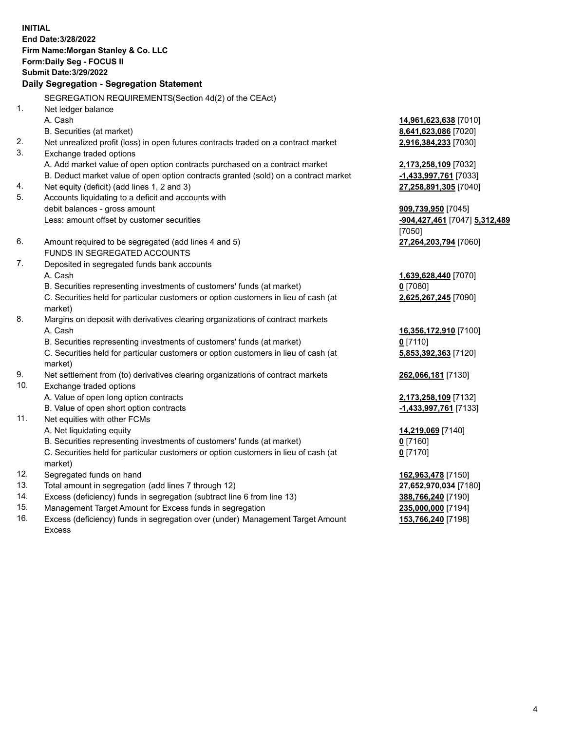**INITIAL**
**End Date:3/28/2022**
**Firm Name:Morgan Stanley & Co. LLC**
**Form:Daily Seg - FOCUS II**
**Submit Date:3/29/2022**

## Daily Segregation - Segregation Statement

| | SEGREGATION REQUIREMENTS(Section 4d(2) of the CEAct) | |
|---|---|---|
| 1. | Net ledger balance | |
| | A. Cash | **14,961,623,638** [7010] |
| | B. Securities (at market) | **8,641,623,086** [7020] |
| 2. | Net unrealized profit (loss) in open futures contracts traded on a contract market | **2,916,384,233** [7030] |
| 3. | Exchange traded options | |
| | A. Add market value of open option contracts purchased on a contract market | **2,173,258,109** [7032] |
| | B. Deduct market value of open option contracts granted (sold) on a contract market | **-1,433,997,761** [7033] |
| 4. | Net equity (deficit) (add lines 1, 2 and 3) | **27,258,891,305** [7040] |
| 5. | Accounts liquidating to a deficit and accounts with debit balances - gross amount | **909,739,950** [7045] |
| | Less: amount offset by customer securities | **-904,427,461** [7047] **5,312,489** [7050] |
| 6. | Amount required to be segregated (add lines 4 and 5) | **27,264,203,794** [7060] |
| | FUNDS IN SEGREGATED ACCOUNTS | |
| 7. | Deposited in segregated funds bank accounts | |
| | A. Cash | **1,639,628,440** [7070] |
| | B. Securities representing investments of customers' funds (at market) | **0** [7080] |
| | C. Securities held for particular customers or option customers in lieu of cash (at market) | **2,625,267,245** [7090] |
| 8. | Margins on deposit with derivatives clearing organizations of contract markets | |
| | A. Cash | **16,356,172,910** [7100] |
| | B. Securities representing investments of customers' funds (at market) | **0** [7110] |
| | C. Securities held for particular customers or option customers in lieu of cash (at market) | **5,853,392,363** [7120] |
| 9. | Net settlement from (to) derivatives clearing organizations of contract markets | **262,066,181** [7130] |
| 10. | Exchange traded options | |
| | A. Value of open long option contracts | **2,173,258,109** [7132] |
| | B. Value of open short option contracts | **-1,433,997,761** [7133] |
| 11. | Net equities with other FCMs | |
| | A. Net liquidating equity | **14,219,069** [7140] |
| | B. Securities representing investments of customers' funds (at market) | **0** [7160] |
| | C. Securities held for particular customers or option customers in lieu of cash (at market) | **0** [7170] |
| 12. | Segregated funds on hand | **162,963,478** [7150] |
| 13. | Total amount in segregation (add lines 7 through 12) | **27,652,970,034** [7180] |
| 14. | Excess (deficiency) funds in segregation (subtract line 6 from line 13) | **388,766,240** [7190] |
| 15. | Management Target Amount for Excess funds in segregation | **235,000,000** [7194] |
| 16. | Excess (deficiency) funds in segregation over (under) Management Target Amount Excess | **153,766,240** [7198] |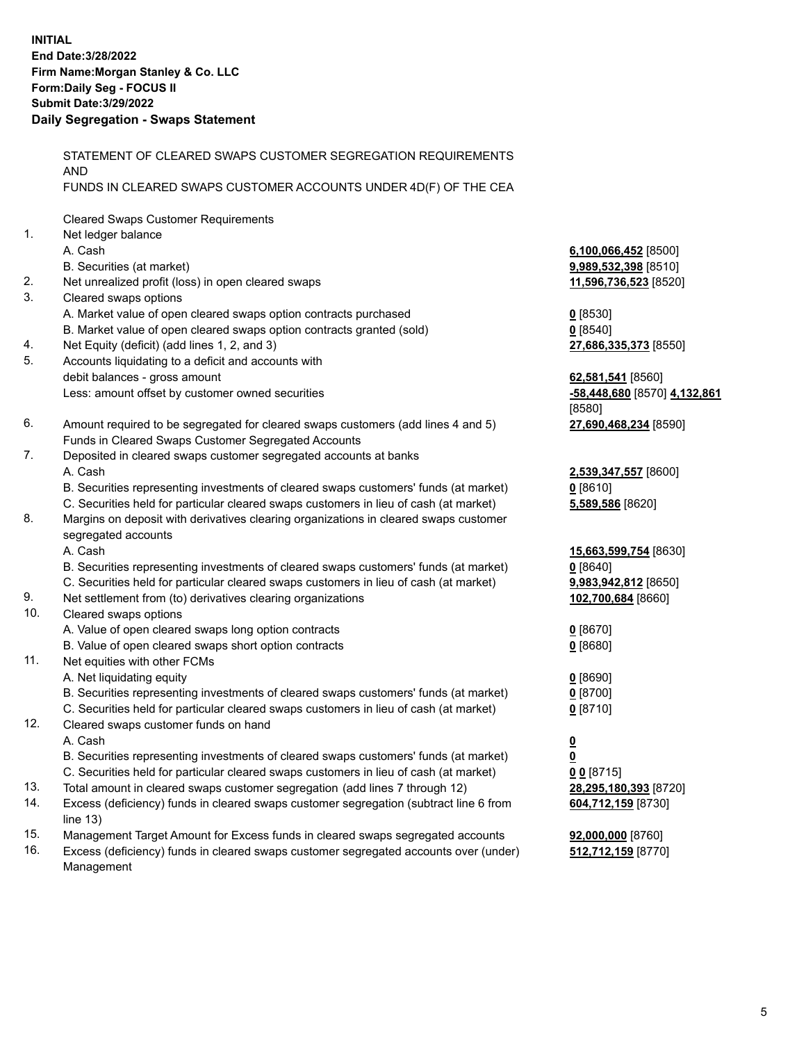**INITIAL**
**End Date:3/28/2022**
**Firm Name:Morgan Stanley & Co. LLC**
**Form:Daily Seg - FOCUS II**
**Submit Date:3/29/2022**
**Daily Segregation - Swaps Statement**

STATEMENT OF CLEARED SWAPS CUSTOMER SEGREGATION REQUIREMENTS AND
FUNDS IN CLEARED SWAPS CUSTOMER ACCOUNTS UNDER 4D(F) OF THE CEA

| | | |
|---|---|---|
| | Cleared Swaps Customer Requirements | |
| 1. | Net ledger balance | |
| | A. Cash | 6,100,066,452 [8500] |
| | B. Securities (at market) | 9,989,532,398 [8510] |
| 2. | Net unrealized profit (loss) in open cleared swaps | 11,596,736,523 [8520] |
| 3. | Cleared swaps options | |
| | A. Market value of open cleared swaps option contracts purchased | 0 [8530] |
| | B. Market value of open cleared swaps option contracts granted (sold) | 0 [8540] |
| 4. | Net Equity (deficit) (add lines 1, 2, and 3) | 27,686,335,373 [8550] |
| 5. | Accounts liquidating to a deficit and accounts with debit balances - gross amount | 62,581,541 [8560] |
| | Less: amount offset by customer owned securities | -58,448,680 [8570] 4,132,861 [8580] |
| 6. | Amount required to be segregated for cleared swaps customers (add lines 4 and 5) | 27,690,468,234 [8590] |
| | Funds in Cleared Swaps Customer Segregated Accounts | |
| 7. | Deposited in cleared swaps customer segregated accounts at banks | |
| | A. Cash | 2,539,347,557 [8600] |
| | B. Securities representing investments of cleared swaps customers' funds (at market) | 0 [8610] |
| | C. Securities held for particular cleared swaps customers in lieu of cash (at market) | 5,589,586 [8620] |
| 8. | Margins on deposit with derivatives clearing organizations in cleared swaps customer segregated accounts | |
| | A. Cash | 15,663,599,754 [8630] |
| | B. Securities representing investments of cleared swaps customers' funds (at market) | 0 [8640] |
| | C. Securities held for particular cleared swaps customers in lieu of cash (at market) | 9,983,942,812 [8650] |
| 9. | Net settlement from (to) derivatives clearing organizations | 102,700,684 [8660] |
| 10. | Cleared swaps options | |
| | A. Value of open cleared swaps long option contracts | 0 [8670] |
| | B. Value of open cleared swaps short option contracts | 0 [8680] |
| 11. | Net equities with other FCMs | |
| | A. Net liquidating equity | 0 [8690] |
| | B. Securities representing investments of cleared swaps customers' funds (at market) | 0 [8700] |
| | C. Securities held for particular cleared swaps customers in lieu of cash (at market) | 0 [8710] |
| 12. | Cleared swaps customer funds on hand | |
| | A. Cash | 0 |
| | B. Securities representing investments of cleared swaps customers' funds (at market) | 0 |
| | C. Securities held for particular cleared swaps customers in lieu of cash (at market) | 0 0 [8715] |
| 13. | Total amount in cleared swaps customer segregation (add lines 7 through 12) | 28,295,180,393 [8720] |
| 14. | Excess (deficiency) funds in cleared swaps customer segregation (subtract line 6 from line 13) | 604,712,159 [8730] |
| 15. | Management Target Amount for Excess funds in cleared swaps segregated accounts | 92,000,000 [8760] |
| 16. | Excess (deficiency) funds in cleared swaps customer segregated accounts over (under) Management | 512,712,159 [8770] |